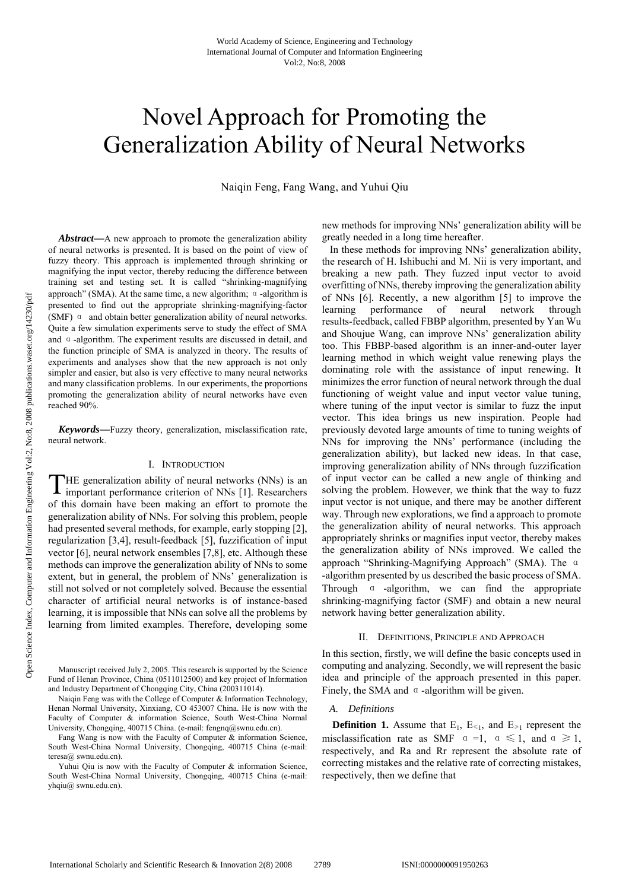// World Academy header omitted

# Novel Approach for Promoting the Generalization Ability of Neural Networks

Naiqin Feng, Fang Wang, and Yuhui Qiu

***Abstract*—**A new approach to promote the generalization ability of neural networks is presented. It is based on the point of view of fuzzy theory. This approach is implemented through shrinking or magnifying the input vector, thereby reducing the difference between training set and testing set. It is called "shrinking-magnifying approach" (SMA). At the same time, a new algorithm; α-algorithm is presented to find out the appropriate shrinking-magnifying-factor (SMF) α and obtain better generalization ability of neural networks. Quite a few simulation experiments serve to study the effect of SMA and α-algorithm. The experiment results are discussed in detail, and the function principle of SMA is analyzed in theory. The results of experiments and analyses show that the new approach is not only simpler and easier, but also is very effective to many neural networks and many classification problems. In our experiments, the proportions promoting the generalization ability of neural networks have even reached 90%.

***Keywords*—**Fuzzy theory, generalization, misclassification rate, neural network.

## I. Introduction

The generalization ability of neural networks (NNs) is an important performance criterion of NNs [1]. Researchers of this domain have been making an effort to promote the generalization ability of NNs. For solving this problem, people had presented several methods, for example, early stopping [2], regularization [3,4], result-feedback [5], fuzzification of input vector [6], neural network ensembles [7,8], etc. Although these methods can improve the generalization ability of NNs to some extent, but in general, the problem of NNs' generalization is still not solved or not completely solved. Because the essential character of artificial neural networks is of instance-based learning, it is impossible that NNs can solve all the problems by learning from limited examples. Therefore, developing some new methods for improving NNs' generalization ability will be greatly needed in a long time hereafter.

In these methods for improving NNs' generalization ability, the research of H. Ishibuchi and M. Nii is very important, and breaking a new path. They fuzzed input vector to avoid overfitting of NNs, thereby improving the generalization ability of NNs [6]. Recently, a new algorithm [5] to improve the learning performance of neural network through results-feedback, called FBBP algorithm, presented by Yan Wu and Shoujue Wang, can improve NNs' generalization ability too. This FBBP-based algorithm is an inner-and-outer layer learning method in which weight value renewing plays the dominating role with the assistance of input renewing. It minimizes the error function of neural network through the dual functioning of weight value and input vector value tuning, where tuning of the input vector is similar to fuzz the input vector. This idea brings us new inspiration. People had previously devoted large amounts of time to tuning weights of NNs for improving the NNs' performance (including the generalization ability), but lacked new ideas. In that case, improving generalization ability of NNs through fuzzification of input vector can be called a new angle of thinking and solving the problem. However, we think that the way to fuzz input vector is not unique, and there may be another different way. Through new explorations, we find a approach to promote the generalization ability of neural networks. This approach appropriately shrinks or magnifies input vector, thereby makes the generalization ability of NNs improved. We called the approach "Shrinking-Magnifying Approach" (SMA). The α-algorithm presented by us described the basic process of SMA. Through α-algorithm, we can find the appropriate shrinking-magnifying factor (SMF) and obtain a new neural network having better generalization ability.

## II. Definitions, Principle and Approach

In this section, firstly, we will define the basic concepts used in computing and analyzing. Secondly, we will represent the basic idea and principle of the approach presented in this paper. Finely, the SMA and α-algorithm will be given.

### A. Definitions

**Definition 1.** Assume that $E_1$, $E_{\leqslant 1}$, and $E_{\geqslant 1}$ represent the misclassification rate as SMF $\alpha=1$, $\alpha \leqslant 1$, and $\alpha \geqslant 1$, respectively, and Ra and Rr represent the absolute rate of correcting mistakes and the relative rate of correcting mistakes, respectively, then we define that

Manuscript received July 2, 2005. This research is supported by the Science Fund of Henan Province, China (0511012500) and key project of Information and Industry Department of Chongqing City, China (200311014).

Naiqin Feng was with the College of Computer & Information Technology, Henan Normal University, Xinxiang, CO 453007 China. He is now with the Faculty of Computer & information Science, South West-China Normal University, Chongqing, 400715 China. (e-mail: fengnq@swnu.edu.cn).

Fang Wang is now with the Faculty of Computer & information Science, South West-China Normal University, Chongqing, 400715 China (e-mail: teresa@ swnu.edu.cn).

Yuhui Qiu is now with the Faculty of Computer & information Science, South West-China Normal University, Chongqing, 400715 China (e-mail: yhqiu@ swnu.edu.cn).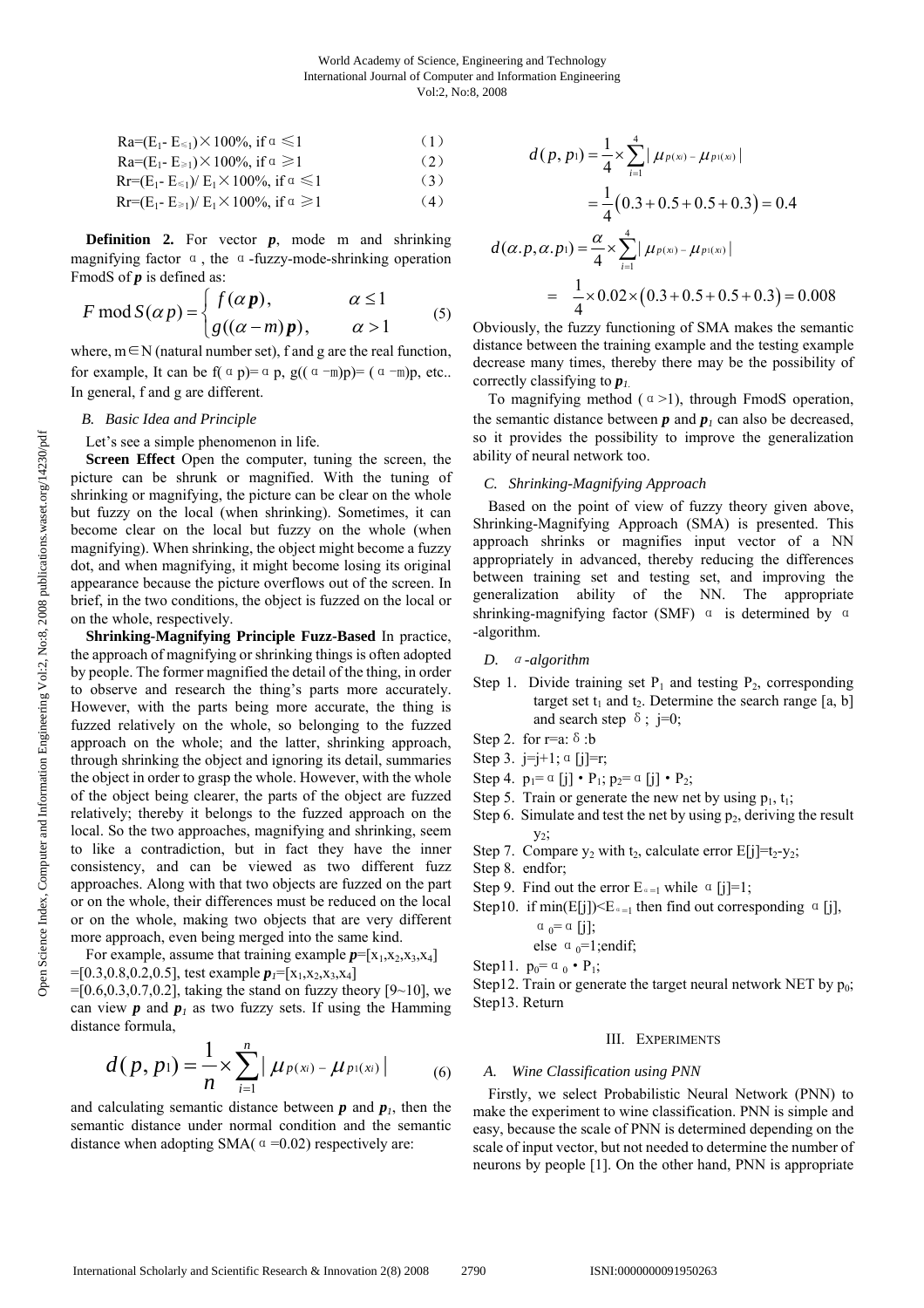$$Ra=(E_1- E_{\leqslant 1})\times 100\%,\ \text{if}\ \alpha \leqslant 1 \tag{1}$$

$$Ra=(E_1- E_{\geqslant 1})\times 100\%,\ \text{if}\ \alpha \geqslant 1 \tag{2}$$

$$Rr=(E_1- E_{\leqslant 1})/ E_1\times 100\%,\ \text{if}\ \alpha \leqslant 1 \tag{3}$$

$$Rr=(E_1- E_{\geqslant 1})/ E_1\times 100\%,\ \text{if}\ \alpha \geqslant 1 \tag{4}$$

**Definition 2.** For vector $\boldsymbol{p}$, mode m and shrinking magnifying factor α, the α-fuzzy-mode-shrinking operation FmodS of $\boldsymbol{p}$ is defined as:

$$F \bmod S(\alpha p)=\begin{cases} f(\alpha \boldsymbol{p}), & \alpha \leq 1 \\ g((\alpha - m)\boldsymbol{p}), & \alpha > 1 \end{cases} \tag{5}$$

where, m∈N (natural number set), f and g are the real function, for example, It can be $f(\alpha p)=\alpha p$, $g((\alpha-m)p)=(\alpha-m)p$, etc.. In general, f and g are different.

### B. Basic Idea and Principle

Let's see a simple phenomenon in life.

**Screen Effect** Open the computer, tuning the screen, the picture can be shrunk or magnified. With the tuning of shrinking or magnifying, the picture can be clear on the whole but fuzzy on the local (when shrinking). Sometimes, it can become clear on the local but fuzzy on the whole (when magnifying). When shrinking, the object might become a fuzzy dot, and when magnifying, it might become losing its original appearance because the picture overflows out of the screen. In brief, in the two conditions, the object is fuzzed on the local or on the whole, respectively.

**Shrinking-Magnifying Principle Fuzz-Based** In practice, the approach of magnifying or shrinking things is often adopted by people. The former magnified the detail of the thing, in order to observe and research the thing's parts more accurately. However, with the parts being more accurate, the thing is fuzzed relatively on the whole, so belonging to the fuzzed approach on the whole; and the latter, shrinking approach, through shrinking the object and ignoring its detail, summaries the object in order to grasp the whole. However, with the whole of the object being clearer, the parts of the object are fuzzed relatively; thereby it belongs to the fuzzed approach on the local. So the two approaches, magnifying and shrinking, seem to like a contradiction, but in fact they have the inner consistency, and can be viewed as two different fuzz approaches. Along with that two objects are fuzzed on the part or on the whole, their differences must be reduced on the local or on the whole, making two objects that are very different more approach, even being merged into the same kind.

For example, assume that training example $\boldsymbol{p}=[x_1,x_2,x_3,x_4]$ $=[0.3,0.8,0.2,0.5]$, test example $\boldsymbol{p_1}=[x_1,x_2,x_3,x_4]$ $=[0.6,0.3,0.7,0.2]$, taking the stand on fuzzy theory [9~10], we can view $\boldsymbol{p}$ and $\boldsymbol{p_1}$ as two fuzzy sets. If using the Hamming distance formula,

$$d(p,p_1)=\frac{1}{n}\times\sum_{i=1}^{n}|\mu_{p(x_i)}-\mu_{p_1(x_i)}| \tag{6}$$

and calculating semantic distance between $\boldsymbol{p}$ and $\boldsymbol{p_1}$, then the semantic distance under normal condition and the semantic distance when adopting SMA($\alpha=0.02$) respectively are:

$$d(p,p_1)=\frac{1}{4}\times\sum_{i=1}^{4}|\mu_{p(x_i)}-\mu_{p_1(x_i)}|$$

$$=\frac{1}{4}\left(0.3+0.5+0.5+0.3\right)=0.4$$

$$d(\alpha.p,\alpha.p_1)=\frac{\alpha}{4}\times\sum_{i=1}^{4}|\mu_{p(x_i)}-\mu_{p_1(x_i)}|$$

$$=\frac{1}{4}\times 0.02\times\left(0.3+0.5+0.5+0.3\right)=0.008$$

Obviously, the fuzzy functioning of SMA makes the semantic distance between the training example and the testing example decrease many times, thereby there may be the possibility of correctly classifying to $\boldsymbol{p_1}$.

To magnifying method ($\alpha>1$), through FmodS operation, the semantic distance between $\boldsymbol{p}$ and $\boldsymbol{p_1}$ can also be decreased, so it provides the possibility to improve the generalization ability of neural network too.

### C. Shrinking-Magnifying Approach

Based on the point of view of fuzzy theory given above, Shrinking-Magnifying Approach (SMA) is presented. This approach shrinks or magnifies input vector of a NN appropriately in advanced, thereby reducing the differences between training set and testing set, and improving the generalization ability of the NN. The appropriate shrinking-magnifying factor (SMF) α is determined by α-algorithm.

### D. α-algorithm

Step 1. Divide training set $P_1$ and testing $P_2$, corresponding target set $t_1$ and $t_2$. Determine the search range [a, b] and search step δ; j=0;

Step 2. for r=a: δ :b

Step 3. j=j+1; α[j]=r;

Step 4. $p_1=\alpha[j]\cdot P_1$; $p_2=\alpha[j]\cdot P_2$;

Step 5. Train or generate the new net by using $p_1$, $t_1$;

Step 6. Simulate and test the net by using $p_2$, deriving the result $y_2$;

Step 7. Compare $y_2$ with $t_2$, calculate error $E[j]=t_2-y_2$;

Step 8. endfor;

Step 9. Find out the error $E_{\alpha=1}$ while α[j]=1;

Step10. if $\min(E[j])<E_{\alpha=1}$ then find out corresponding α[j], $\alpha_0=\alpha[j]$;
else $\alpha_0=1$;endif;

Step11. $p_0=\alpha_0\cdot P_1$;

Step12. Train or generate the target neural network NET by $p_0$;

Step13. Return

## III. Experiments

### A. Wine Classification using PNN

Firstly, we select Probabilistic Neural Network (PNN) to make the experiment to wine classification. PNN is simple and easy, because the scale of PNN is determined depending on the scale of input vector, but not needed to determine the number of neurons by people [1]. On the other hand, PNN is appropriate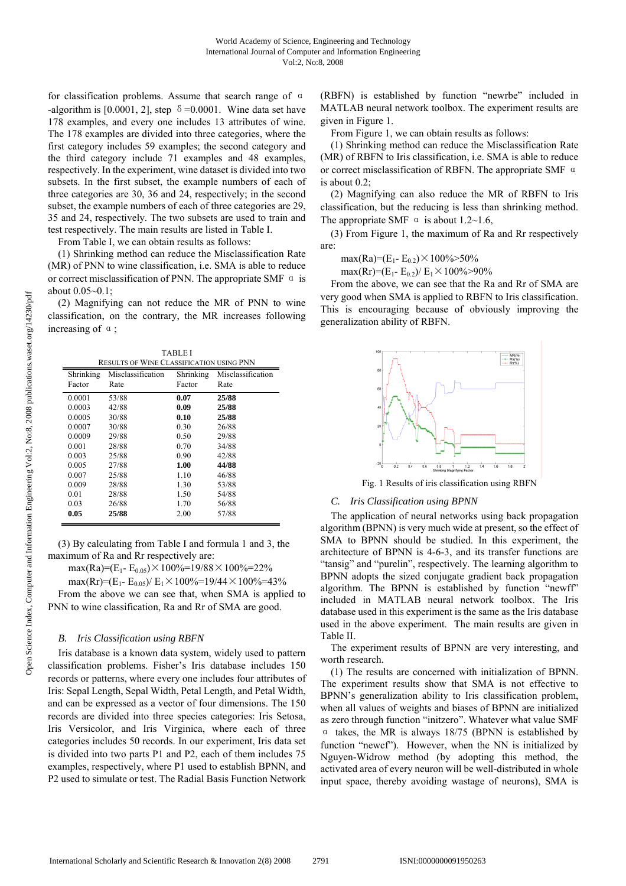for classification problems. Assume that search range of α-algorithm is [0.0001, 2], step δ=0.0001. Wine data set have 178 examples, and every one includes 13 attributes of wine. The 178 examples are divided into three categories, where the first category includes 59 examples; the second category and the third category include 71 examples and 48 examples, respectively. In the experiment, wine dataset is divided into two subsets. In the first subset, the example numbers of each of three categories are 30, 36 and 24, respectively; in the second subset, the example numbers of each of three categories are 29, 35 and 24, respectively. The two subsets are used to train and test respectively. The main results are listed in Table I.

From Table I, we can obtain results as follows:

(1) Shrinking method can reduce the Misclassification Rate (MR) of PNN to wine classification, i.e. SMA is able to reduce or correct misclassification of PNN. The appropriate SMF α is about 0.05~0.1;

(2) Magnifying can not reduce the MR of PNN to wine classification, on the contrary, the MR increases following increasing of α;

TABLE I
RESULTS OF WINE CLASSIFICATION USING PNN

| Shrinking Factor | Misclassification Rate | Shrinking Factor | Misclassification Rate |
|---|---|---|---|
| 0.0001 | 53/88 | **0.07** | **25/88** |
| 0.0003 | 42/88 | **0.09** | **25/88** |
| 0.0005 | 30/88 | **0.10** | **25/88** |
| 0.0007 | 30/88 | 0.30 | 26/88 |
| 0.0009 | 29/88 | 0.50 | 29/88 |
| 0.001 | 28/88 | 0.70 | 34/88 |
| 0.003 | 25/88 | 0.90 | 42/88 |
| 0.005 | 27/88 | **1.00** | **44/88** |
| 0.007 | 25/88 | 1.10 | 46/88 |
| 0.009 | 28/88 | 1.30 | 53/88 |
| 0.01 | 28/88 | 1.50 | 54/88 |
| 0.03 | 26/88 | 1.70 | 56/88 |
| **0.05** | **25/88** | 2.00 | 57/88 |

(3) By calculating from Table I and formula 1 and 3, the maximum of Ra and Rr respectively are:

$$\max(Ra)=(E_1- E_{0.05})\times 100\%=19/88\times 100\%=22\%$$

$$\max(Rr)=(E_1- E_{0.05})/ E_1\times 100\%=19/44\times 100\%=43\%$$

From the above we can see that, when SMA is applied to PNN to wine classification, Ra and Rr of SMA are good.

### B. Iris Classification using RBFN

Iris database is a known data system, widely used to pattern classification problems. Fisher's Iris database includes 150 records or patterns, where every one includes four attributes of Iris: Sepal Length, Sepal Width, Petal Length, and Petal Width, and can be expressed as a vector of four dimensions. The 150 records are divided into three species categories: Iris Setosa, Iris Versicolor, and Iris Virginica, where each of three categories includes 50 records. In our experiment, Iris data set is divided into two parts P1 and P2, each of them includes 75 examples, respectively, where P1 used to establish BPNN, and P2 used to simulate or test. The Radial Basis Function Network (RBFN) is established by function "newrbe" included in MATLAB neural network toolbox. The experiment results are given in Figure 1.

From Figure 1, we can obtain results as follows:

(1) Shrinking method can reduce the Misclassification Rate (MR) of RBFN to Iris classification, i.e. SMA is able to reduce or correct misclassification of RBFN. The appropriate SMF α is about 0.2;

(2) Magnifying can also reduce the MR of RBFN to Iris classification, but the reducing is less than shrinking method. The appropriate SMF α is about 1.2~1.6,

(3) From Figure 1, the maximum of Ra and Rr respectively are:

$$\max(Ra)=(E_1- E_{0.2})\times 100\%>50\%$$

$$\max(Rr)=(E_1- E_{0.2})/ E_1\times 100\%>90\%$$

From the above, we can see that the Ra and Rr of SMA are very good when SMA is applied to RBFN to Iris classification. This is encouraging because of obviously improving the generalization ability of RBFN.

Fig. 1 Results of iris classification using RBFN

### C. Iris Classification using BPNN

The application of neural networks using back propagation algorithm (BPNN) is very much wide at present, so the effect of SMA to BPNN should be studied. In this experiment, the architecture of BPNN is 4-6-3, and its transfer functions are "tansig" and "purelin", respectively. The learning algorithm to BPNN adopts the sized conjugate gradient back propagation algorithm. The BPNN is established by function "newff" included in MATLAB neural network toolbox. The Iris database used in this experiment is the same as the Iris database used in the above experiment. The main results are given in Table II.

The experiment results of BPNN are very interesting, and worth research.

(1) The results are concerned with initialization of BPNN. The experiment results show that SMA is not effective to BPNN's generalization ability to Iris classification problem, when all values of weights and biases of BPNN are initialized as zero through function "initzero". Whatever what value SMF α takes, the MR is always 18/75 (BPNN is established by function "newcf"). However, when the NN is initialized by Nguyen-Widrow method (by adopting this method, the activated area of every neuron will be well-distributed in whole input space, thereby avoiding wastage of neurons), SMA is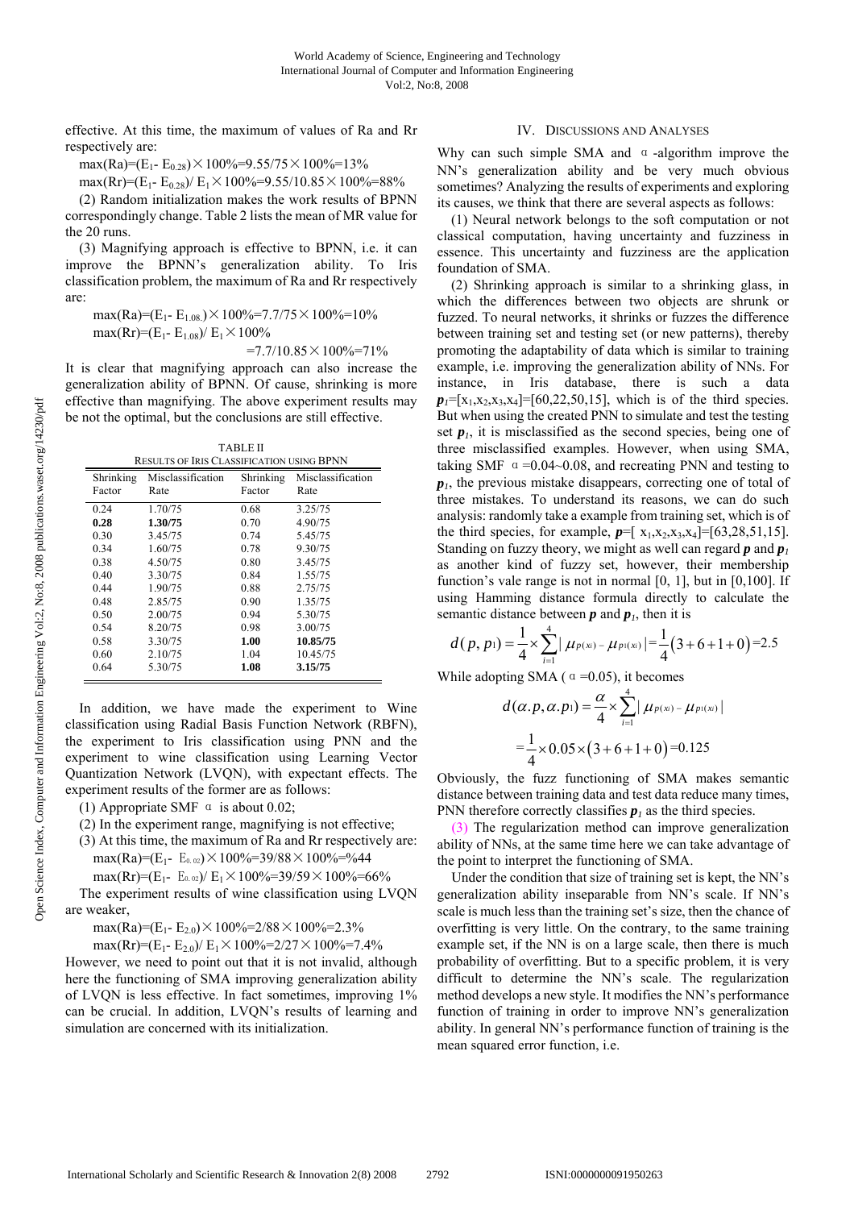effective. At this time, the maximum of values of Ra and Rr respectively are:

$\max(Ra)=(E_1- E_{0.28})\times 100\%=9.55/75\times 100\%=13\%$

$\max(Rr)=(E_1- E_{0.28})/ E_1\times 100\%=9.55/10.85\times 100\%=88\%$

(2) Random initialization makes the work results of BPNN correspondingly change. Table 2 lists the mean of MR value for the 20 runs.

(3) Magnifying approach is effective to BPNN, i.e. it can improve the BPNN's generalization ability. To Iris classification problem, the maximum of Ra and Rr respectively are:

$$\max(Ra)=(E_1- E_{1.08})\times 100\%=7.7/75\times 100\%=10\%$$

$$\max(Rr)=(E_1- E_{1.08})/ E_1\times 100\% =7.7/10.85\times 100\%=71\%$$

It is clear that magnifying approach can also increase the generalization ability of BPNN. Of cause, shrinking is more effective than magnifying. The above experiment results may be not the optimal, but the conclusions are still effective.

TABLE II
RESULTS OF IRIS CLASSIFICATION USING BPNN

| Shrinking Factor | Misclassification Rate | Shrinking Factor | Misclassification Rate |
|---|---|---|---|
| 0.24 | 1.70/75 | 0.68 | 3.25/75 |
| **0.28** | **1.30/75** | 0.70 | 4.90/75 |
| 0.30 | 3.45/75 | 0.74 | 5.45/75 |
| 0.34 | 1.60/75 | 0.78 | 9.30/75 |
| 0.38 | 4.50/75 | 0.80 | 3.45/75 |
| 0.40 | 3.30/75 | 0.84 | 1.55/75 |
| 0.44 | 1.90/75 | 0.88 | 2.75/75 |
| 0.48 | 2.85/75 | 0.90 | 1.35/75 |
| 0.50 | 2.00/75 | 0.94 | 5.30/75 |
| 0.54 | 8.20/75 | 0.98 | 3.00/75 |
| 0.58 | 3.30/75 | **1.00** | **10.85/75** |
| 0.60 | 2.10/75 | 1.04 | 10.45/75 |
| 0.64 | 5.30/75 | **1.08** | **3.15/75** |

In addition, we have made the experiment to Wine classification using Radial Basis Function Network (RBFN), the experiment to Iris classification using PNN and the experiment to wine classification using Learning Vector Quantization Network (LVQN), with expectant effects. The experiment results of the former are as follows:

(1) Appropriate SMF $\alpha$ is about 0.02;

(2) In the experiment range, magnifying is not effective;

(3) At this time, the maximum of Ra and Rr respectively are:

$\max(Ra)=(E_1- E_{0.02})\times 100\%=39/88\times 100\%=\%44$

$\max(Rr)=(E_1- E_{0.02})/ E_1\times 100\%=39/59\times 100\%=66\%$

The experiment results of wine classification using LVQN are weaker,

$\max(Ra)=(E_1- E_{2.0})\times 100\%=2/88\times 100\%=2.3\%$

$\max(Rr)=(E_1- E_{2.0})/ E_1\times 100\%=2/27\times 100\%=7.4\%$

However, we need to point out that it is not invalid, although here the functioning of SMA improving generalization ability of LVQN is less effective. In fact sometimes, improving 1% can be crucial. In addition, LVQN's results of learning and simulation are concerned with its initialization.

## IV. DISCUSSIONS AND ANALYSES

Why can such simple SMA and $\alpha$-algorithm improve the NN's generalization ability and be very much obvious sometimes? Analyzing the results of experiments and exploring its causes, we think that there are several aspects as follows:

(1) Neural network belongs to the soft computation or not classical computation, having uncertainty and fuzziness in essence. This uncertainty and fuzziness are the application foundation of SMA.

(2) Shrinking approach is similar to a shrinking glass, in which the differences between two objects are shrunk or fuzzed. To neural networks, it shrinks or fuzzes the difference between training set and testing set (or new patterns), thereby promoting the adaptability of data which is similar to training example, i.e. improving the generalization ability of NNs. For instance, in Iris database, there is such a data $\boldsymbol{p}_1=[x_1,x_2,x_3,x_4]=[60,22,50,15]$, which is of the third species. But when using the created PNN to simulate and test the testing set $\boldsymbol{p}_1$, it is misclassified as the second species, being one of three misclassified examples. However, when using SMA, taking SMF $\alpha=0.04\sim0.08$, and recreating PNN and testing to $\boldsymbol{p}_1$, the previous mistake disappears, correcting one of total of three mistakes. To understand its reasons, we can do such analysis: randomly take a example from training set, which is of the third species, for example, $\boldsymbol{p}=[x_1,x_2,x_3,x_4]=[63,28,51,15]$. Standing on fuzzy theory, we might as well can regard $\boldsymbol{p}$ and $\boldsymbol{p}_1$ as another kind of fuzzy set, however, their membership function's vale range is not in normal [0, 1], but in [0,100]. If using Hamming distance formula directly to calculate the semantic distance between $\boldsymbol{p}$ and $\boldsymbol{p}_1$, then it is

$$d(p,p_1)=\frac{1}{4}\times\sum_{i=1}^{4}|\mu_{p(x_i)}-\mu_{p_1(x_i)}|=\frac{1}{4}(3+6+1+0)=2.5$$

While adopting SMA ($\alpha=0.05$), it becomes

$$d(\alpha.p,\alpha.p_1)=\frac{\alpha}{4}\times\sum_{i=1}^{4}|\mu_{p(x_i)}-\mu_{p_1(x_i)}|$$
$$=\frac{1}{4}\times 0.05\times(3+6+1+0)=0.125$$

Obviously, the fuzz functioning of SMA makes semantic distance between training data and test data reduce many times, PNN therefore correctly classifies $\boldsymbol{p}_1$ as the third species.

(3) The regularization method can improve generalization ability of NNs, at the same time here we can take advantage of the point to interpret the functioning of SMA.

Under the condition that size of training set is kept, the NN's generalization ability inseparable from NN's scale. If NN's scale is much less than the training set's size, then the chance of overfitting is very little. On the contrary, to the same training example set, if the NN is on a large scale, then there is much probability of overfitting. But to a specific problem, it is very difficult to determine the NN's scale. The regularization method develops a new style. It modifies the NN's performance function of training in order to improve NN's generalization ability. In general NN's performance function of training is the mean squared error function, i.e.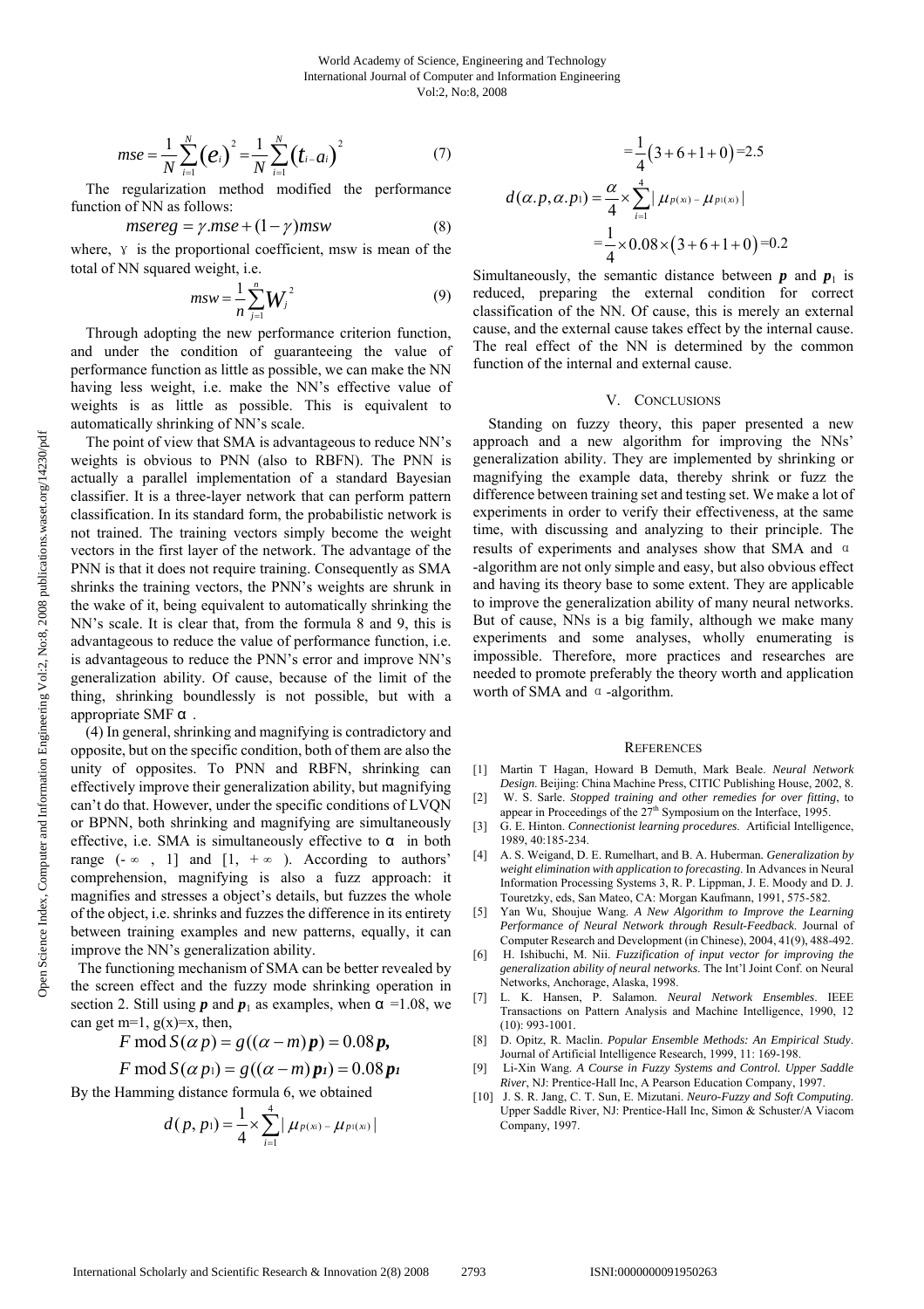$$mse = \frac{1}{N}\sum_{i=1}^{N}(e_i)^2 = \frac{1}{N}\sum_{i=1}^{N}(t_i - a_i)^2 \tag{7}$$

The regularization method modified the performance function of NN as follows:

$$msereg = \gamma .mse + (1-\gamma)msw \tag{8}$$

where, γ is the proportional coefficient, msw is mean of the total of NN squared weight, i.e.

$$msw = \frac{1}{n}\sum_{j=1}^{n}W_j^2 \tag{9}$$

Through adopting the new performance criterion function, and under the condition of guaranteeing the value of performance function as little as possible, we can make the NN having less weight, i.e. make the NN's effective value of weights is as little as possible. This is equivalent to automatically shrinking of NN's scale.

The point of view that SMA is advantageous to reduce NN's weights is obvious to PNN (also to RBFN). The PNN is actually a parallel implementation of a standard Bayesian classifier. It is a three-layer network that can perform pattern classification. In its standard form, the probabilistic network is not trained. The training vectors simply become the weight vectors in the first layer of the network. The advantage of the PNN is that it does not require training. Consequently as SMA shrinks the training vectors, the PNN's weights are shrunk in the wake of it, being equivalent to automatically shrinking the NN's scale. It is clear that, from the formula 8 and 9, this is advantageous to reduce the value of performance function, i.e. is advantageous to reduce the PNN's error and improve NN's generalization ability. Of cause, because of the limit of the thing, shrinking boundlessly is not possible, but with a appropriate SMF α .

(4) In general, shrinking and magnifying is contradictory and opposite, but on the specific condition, both of them are also the unity of opposites. To PNN and RBFN, shrinking can effectively improve their generalization ability, but magnifying can't do that. However, under the specific conditions of LVQN or BPNN, both shrinking and magnifying are simultaneously effective, i.e. SMA is simultaneously effective to α in both range $(-\infty, 1]$ and $[1, +\infty)$. According to authors' comprehension, magnifying is also a fuzz approach: it magnifies and stresses a object's details, but fuzzes the whole of the object, i.e. shrinks and fuzzes the difference in its entirety between training examples and new patterns, equally, it can improve the NN's generalization ability.

The functioning mechanism of SMA can be better revealed by the screen effect and the fuzzy mode shrinking operation in section 2. Still using $\boldsymbol{p}$ and $\boldsymbol{p}_1$ as examples, when α =1.08, we can get m=1, g(x)=x, then,

$$F \bmod S(\alpha p) = g((\alpha - m)\boldsymbol{p}) = 0.08\boldsymbol{p},$$

$$F \bmod S(\alpha p_1) = g((\alpha - m)\boldsymbol{p}_1) = 0.08\boldsymbol{p}_1$$

By the Hamming distance formula 6, we obtained

$$d(p, p_1) = \frac{1}{4}\times\sum_{i=1}^{4}|\mu_{p(x_i)} - \mu_{p_1(x_i)}|$$

$$= \frac{1}{4}(3+6+1+0) = 2.5$$

$$d(\alpha.p, \alpha.p_1) = \frac{\alpha}{4}\times\sum_{i=1}^{4}|\mu_{p(x_i)} - \mu_{p_1(x_i)}|$$

$$= \frac{1}{4}\times 0.08\times(3+6+1+0) = 0.2$$

Simultaneously, the semantic distance between $\boldsymbol{p}$ and $\boldsymbol{p}_1$ is reduced, preparing the external condition for correct classification of the NN. Of cause, this is merely an external cause, and the external cause takes effect by the internal cause. The real effect of the NN is determined by the common function of the internal and external cause.

## V. Conclusions

Standing on fuzzy theory, this paper presented a new approach and a new algorithm for improving the NNs' generalization ability. They are implemented by shrinking or magnifying the example data, thereby shrink or fuzz the difference between training set and testing set. We make a lot of experiments in order to verify their effectiveness, at the same time, with discussing and analyzing to their principle. The results of experiments and analyses show that SMA and α -algorithm are not only simple and easy, but also obvious effect and having its theory base to some extent. They are applicable to improve the generalization ability of many neural networks. But of cause, NNs is a big family, although we make many experiments and some analyses, wholly enumerating is impossible. Therefore, more practices and researches are needed to promote preferably the theory worth and application worth of SMA and α -algorithm.

## References

[1] Martin T Hagan, Howard B Demuth, Mark Beale. *Neural Network Design*. Beijing: China Machine Press, CITIC Publishing House, 2002, 8.

[2] W. S. Sarle. *Stopped training and other remedies for over fitting*, to appear in Proceedings of the 27th Symposium on the Interface, 1995.

[3] G. E. Hinton. *Connectionist learning procedures*. Artificial Intelligence, 1989, 40:185-234.

[4] A. S. Weigand, D. E. Rumelhart, and B. A. Huberman. *Generalization by weight elimination with application to forecasting*. In Advances in Neural Information Processing Systems 3, R. P. Lippman, J. E. Moody and D. J. Touretzky, eds, San Mateo, CA: Morgan Kaufmann, 1991, 575-582.

[5] Yan Wu, Shoujue Wang. *A New Algorithm to Improve the Learning Performance of Neural Network through Result-Feedback*. Journal of Computer Research and Development (in Chinese), 2004, 41(9), 488-492.

[6] H. Ishibuchi, M. Nii. *Fuzzification of input vector for improving the generalization ability of neural networks*. The Int'l Joint Conf. on Neural Networks, Anchorage, Alaska, 1998.

[7] L. K. Hansen, P. Salamon. *Neural Network Ensembles*. IEEE Transactions on Pattern Analysis and Machine Intelligence, 1990, 12 (10): 993-1001.

[8] D. Opitz, R. Maclin. *Popular Ensemble Methods: An Empirical Study*. Journal of Artificial Intelligence Research, 1999, 11: 169-198.

[9] Li-Xin Wang. *A Course in Fuzzy Systems and Control. Upper Saddle River*, NJ: Prentice-Hall Inc, A Pearson Education Company, 1997.

[10] J. S. R. Jang, C. T. Sun, E. Mizutani. *Neuro-Fuzzy and Soft Computing*. Upper Saddle River, NJ: Prentice-Hall Inc, Simon & Schuster/A Viacom Company, 1997.